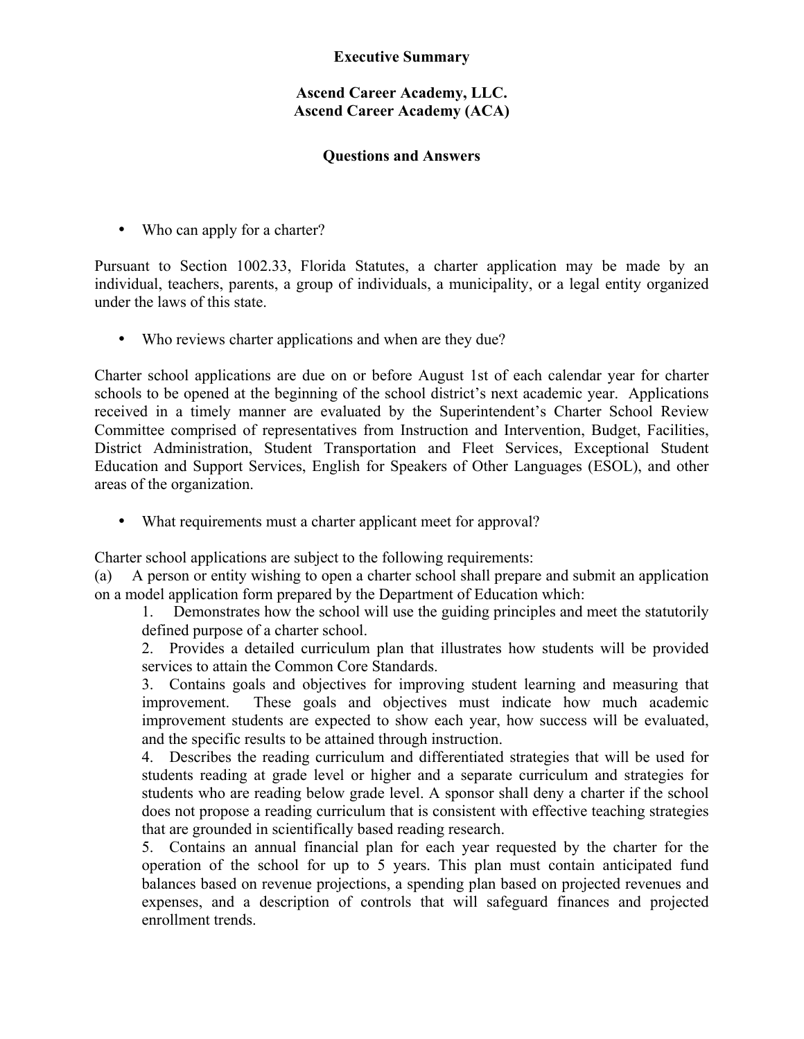**Executive Summary**

**Ascend Career Academy, LLC.**
**Ascend Career Academy (ACA)**

**Questions and Answers**

- Who can apply for a charter?

Pursuant to Section 1002.33, Florida Statutes, a charter application may be made by an individual, teachers, parents, a group of individuals, a municipality, or a legal entity organized under the laws of this state.

- Who reviews charter applications and when are they due?

Charter school applications are due on or before August 1st of each calendar year for charter schools to be opened at the beginning of the school district's next academic year. Applications received in a timely manner are evaluated by the Superintendent's Charter School Review Committee comprised of representatives from Instruction and Intervention, Budget, Facilities, District Administration, Student Transportation and Fleet Services, Exceptional Student Education and Support Services, English for Speakers of Other Languages (ESOL), and other areas of the organization.

- What requirements must a charter applicant meet for approval?

Charter school applications are subject to the following requirements:

(a) A person or entity wishing to open a charter school shall prepare and submit an application on a model application form prepared by the Department of Education which:

1. Demonstrates how the school will use the guiding principles and meet the statutorily defined purpose of a charter school.
2. Provides a detailed curriculum plan that illustrates how students will be provided services to attain the Common Core Standards.
3. Contains goals and objectives for improving student learning and measuring that improvement. These goals and objectives must indicate how much academic improvement students are expected to show each year, how success will be evaluated, and the specific results to be attained through instruction.
4. Describes the reading curriculum and differentiated strategies that will be used for students reading at grade level or higher and a separate curriculum and strategies for students who are reading below grade level. A sponsor shall deny a charter if the school does not propose a reading curriculum that is consistent with effective teaching strategies that are grounded in scientifically based reading research.
5. Contains an annual financial plan for each year requested by the charter for the operation of the school for up to 5 years. This plan must contain anticipated fund balances based on revenue projections, a spending plan based on projected revenues and expenses, and a description of controls that will safeguard finances and projected enrollment trends.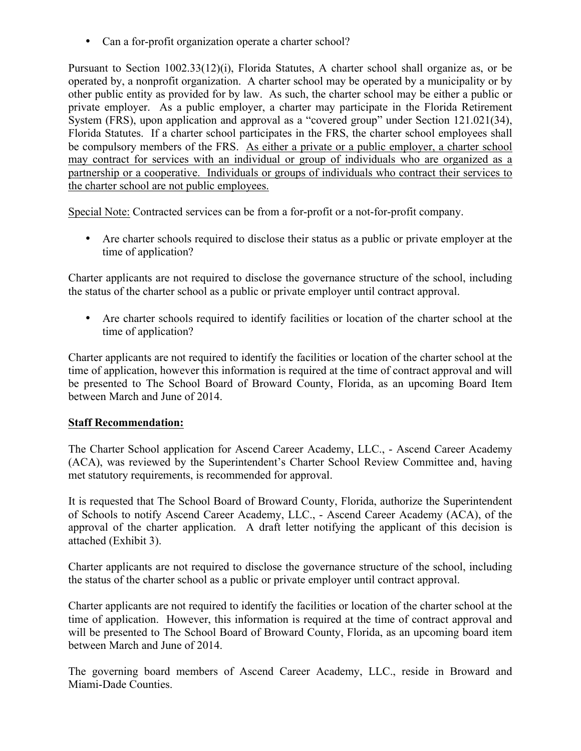- Can a for-profit organization operate a charter school?

Pursuant to Section 1002.33(12)(i), Florida Statutes, A charter school shall organize as, or be operated by, a nonprofit organization. A charter school may be operated by a municipality or by other public entity as provided for by law. As such, the charter school may be either a public or private employer. As a public employer, a charter may participate in the Florida Retirement System (FRS), upon application and approval as a "covered group" under Section 121.021(34), Florida Statutes. If a charter school participates in the FRS, the charter school employees shall be compulsory members of the FRS. <u>As either a private or a public employer, a charter school may contract for services with an individual or group of individuals who are organized as a partnership or a cooperative. Individuals or groups of individuals who contract their services to the charter school are not public employees.</u>

<u>Special Note:</u> Contracted services can be from a for-profit or a not-for-profit company.

- Are charter schools required to disclose their status as a public or private employer at the time of application?

Charter applicants are not required to disclose the governance structure of the school, including the status of the charter school as a public or private employer until contract approval.

- Are charter schools required to identify facilities or location of the charter school at the time of application?

Charter applicants are not required to identify the facilities or location of the charter school at the time of application, however this information is required at the time of contract approval and will be presented to The School Board of Broward County, Florida, as an upcoming Board Item between March and June of 2014.

**<u>Staff Recommendation:</u>**

The Charter School application for Ascend Career Academy, LLC., - Ascend Career Academy (ACA), was reviewed by the Superintendent's Charter School Review Committee and, having met statutory requirements, is recommended for approval.

It is requested that The School Board of Broward County, Florida, authorize the Superintendent of Schools to notify Ascend Career Academy, LLC., - Ascend Career Academy (ACA), of the approval of the charter application. A draft letter notifying the applicant of this decision is attached (Exhibit 3).

Charter applicants are not required to disclose the governance structure of the school, including the status of the charter school as a public or private employer until contract approval.

Charter applicants are not required to identify the facilities or location of the charter school at the time of application. However, this information is required at the time of contract approval and will be presented to The School Board of Broward County, Florida, as an upcoming board item between March and June of 2014.

The governing board members of Ascend Career Academy, LLC., reside in Broward and Miami-Dade Counties.